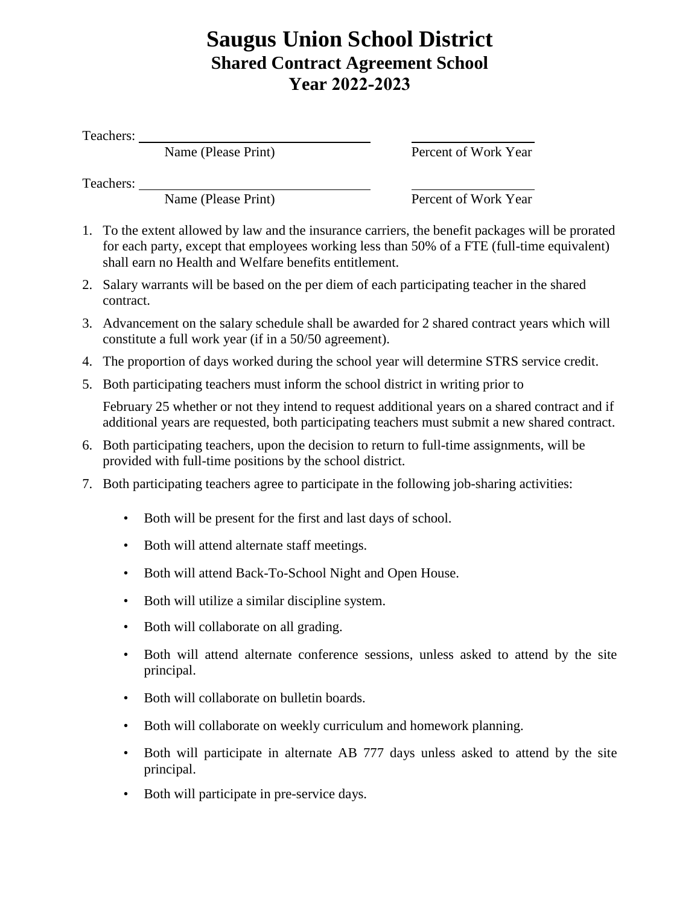# Saugus Union School District
## Shared Contract Agreement School
## Year 2022-2023

Teachers: ________________________________ ________________
Name (Please Print) Percent of Work Year

Teachers: ________________________________ ________________
Name (Please Print) Percent of Work Year

1. To the extent allowed by law and the insurance carriers, the benefit packages will be prorated for each party, except that employees working less than 50% of a FTE (full-time equivalent) shall earn no Health and Welfare benefits entitlement.
2. Salary warrants will be based on the per diem of each participating teacher in the shared contract.
3. Advancement on the salary schedule shall be awarded for 2 shared contract years which will constitute a full work year (if in a 50/50 agreement).
4. The proportion of days worked during the school year will determine STRS service credit.
5. Both participating teachers must inform the school district in writing prior to

   February 25 whether or not they intend to request additional years on a shared contract and if additional years are requested, both participating teachers must submit a new shared contract.
6. Both participating teachers, upon the decision to return to full-time assignments, will be provided with full-time positions by the school district.
7. Both participating teachers agree to participate in the following job-sharing activities:

   - Both will be present for the first and last days of school.
   - Both will attend alternate staff meetings.
   - Both will attend Back-To-School Night and Open House.
   - Both will utilize a similar discipline system.
   - Both will collaborate on all grading.
   - Both will attend alternate conference sessions, unless asked to attend by the site principal.
   - Both will collaborate on bulletin boards.
   - Both will collaborate on weekly curriculum and homework planning.
   - Both will participate in alternate AB 777 days unless asked to attend by the site principal.
   - Both will participate in pre-service days.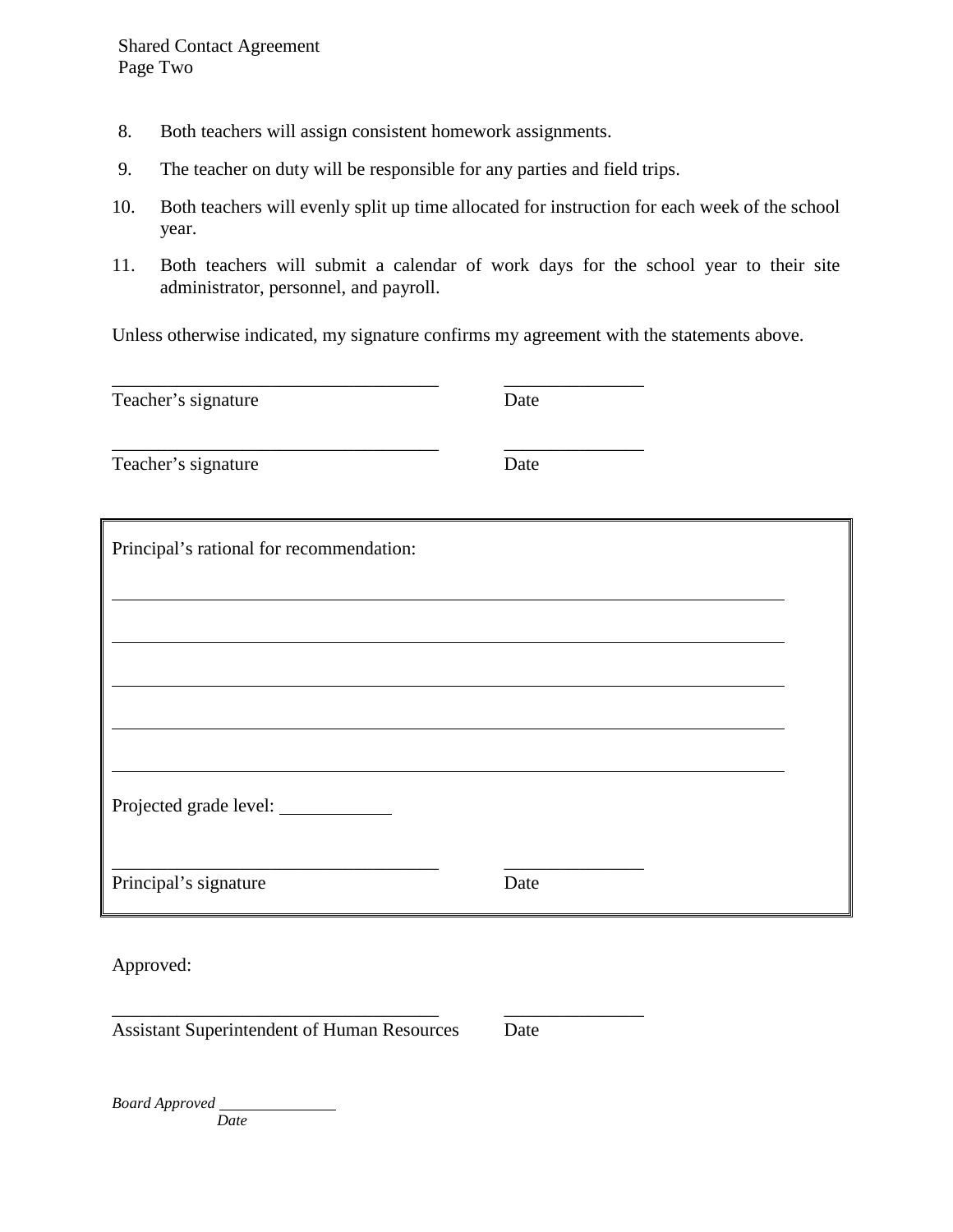8. Both teachers will assign consistent homework assignments.
9. The teacher on duty will be responsible for any parties and field trips.
10. Both teachers will evenly split up time allocated for instruction for each week of the school year.
11. Both teachers will submit a calendar of work days for the school year to their site administrator, personnel, and payroll.

Unless otherwise indicated, my signature confirms my agreement with the statements above.

\_\_\_\_\_\_\_\_\_\_\_\_\_\_\_\_\_\_\_\_\_\_\_\_\_\_\_\_\_\_\_\_\_\_\_ \_\_\_\_\_\_\_\_\_\_\_\_\_\_\_
Teacher's signature Date

\_\_\_\_\_\_\_\_\_\_\_\_\_\_\_\_\_\_\_\_\_\_\_\_\_\_\_\_\_\_\_\_\_\_\_ \_\_\_\_\_\_\_\_\_\_\_\_\_\_\_
Teacher's signature Date

Principal's rational for recommendation:

\_\_\_\_\_\_\_\_\_\_\_\_\_\_\_\_\_\_\_\_\_\_\_\_\_\_\_\_\_\_\_\_\_\_\_\_\_\_\_\_\_\_\_\_\_\_\_\_\_\_\_\_\_\_\_\_\_\_\_\_\_\_\_\_\_\_\_\_\_\_\_\_

\_\_\_\_\_\_\_\_\_\_\_\_\_\_\_\_\_\_\_\_\_\_\_\_\_\_\_\_\_\_\_\_\_\_\_\_\_\_\_\_\_\_\_\_\_\_\_\_\_\_\_\_\_\_\_\_\_\_\_\_\_\_\_\_\_\_\_\_\_\_\_\_

\_\_\_\_\_\_\_\_\_\_\_\_\_\_\_\_\_\_\_\_\_\_\_\_\_\_\_\_\_\_\_\_\_\_\_\_\_\_\_\_\_\_\_\_\_\_\_\_\_\_\_\_\_\_\_\_\_\_\_\_\_\_\_\_\_\_\_\_\_\_\_\_

\_\_\_\_\_\_\_\_\_\_\_\_\_\_\_\_\_\_\_\_\_\_\_\_\_\_\_\_\_\_\_\_\_\_\_\_\_\_\_\_\_\_\_\_\_\_\_\_\_\_\_\_\_\_\_\_\_\_\_\_\_\_\_\_\_\_\_\_\_\_\_\_

\_\_\_\_\_\_\_\_\_\_\_\_\_\_\_\_\_\_\_\_\_\_\_\_\_\_\_\_\_\_\_\_\_\_\_\_\_\_\_\_\_\_\_\_\_\_\_\_\_\_\_\_\_\_\_\_\_\_\_\_\_\_\_\_\_\_\_\_\_\_\_\_

Projected grade level: \_\_\_\_\_\_\_\_\_\_\_\_

\_\_\_\_\_\_\_\_\_\_\_\_\_\_\_\_\_\_\_\_\_\_\_\_\_\_\_\_\_\_\_\_\_\_\_ \_\_\_\_\_\_\_\_\_\_\_\_\_\_\_
Principal's signature Date

Approved:

\_\_\_\_\_\_\_\_\_\_\_\_\_\_\_\_\_\_\_\_\_\_\_\_\_\_\_\_\_\_\_\_\_\_\_ \_\_\_\_\_\_\_\_\_\_\_\_\_\_\_
Assistant Superintendent of Human Resources Date

*Board Approved* \_\_\_\_\_\_\_\_\_\_\_\_\_\_
*Date*